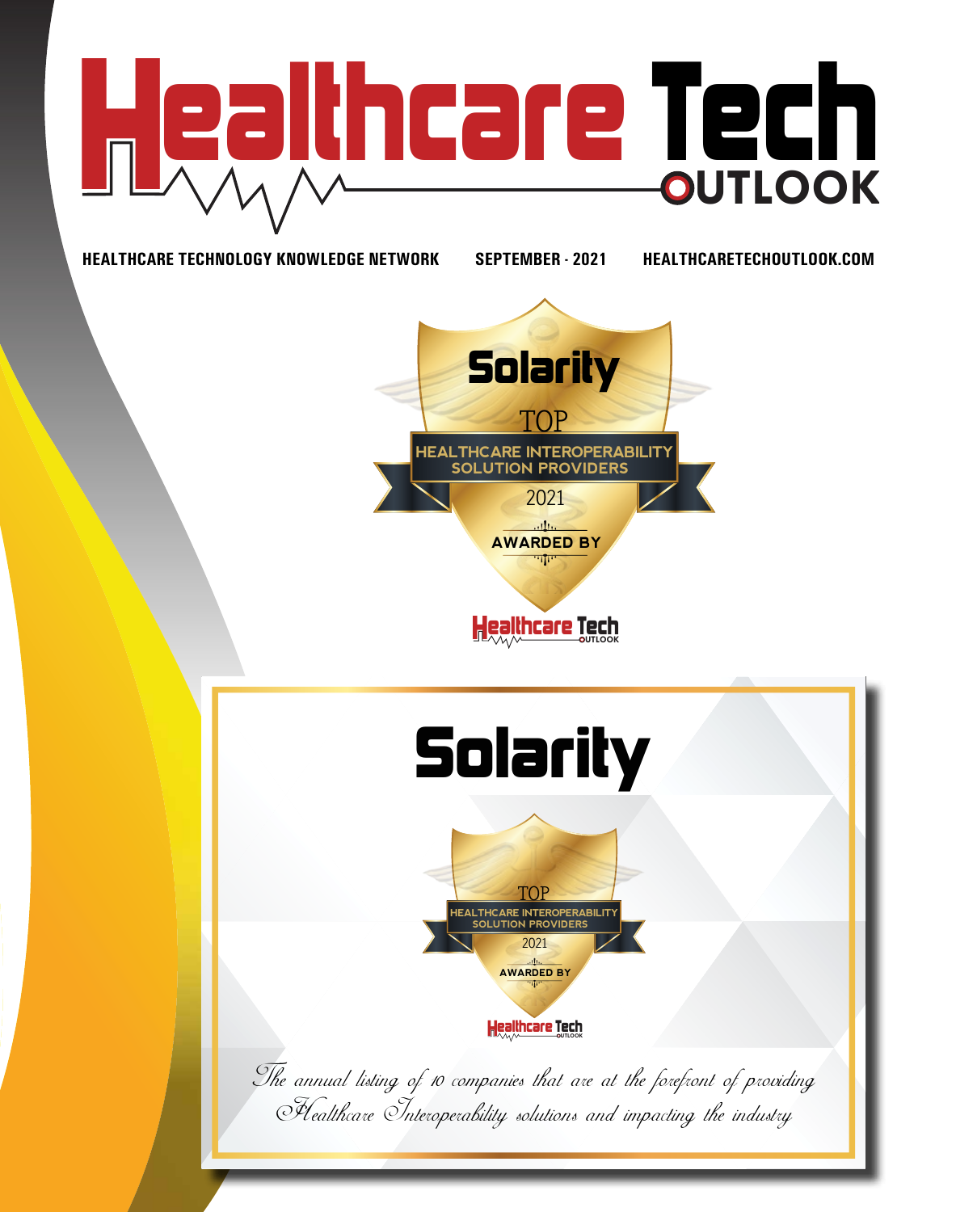# Healthcare Tech OUTLOOK

HEALTHCARE TECHNOLOGY KNOWLEDGE NETWORK    SEPTEMBER - 2021    HEALTHCARETECHOUTLOOK.COM

## Solarity

TOP

HEALTHCARE INTEROPERABILITY SOLUTION PROVIDERS

2021

AWARDED BY

Healthcare Tech OUTLOOK

# Solarity

TOP

HEALTHCARE INTEROPERABILITY SOLUTION PROVIDERS

2021

AWARDED BY

Healthcare Tech OUTLOOK

*The annual listing of 10 companies that are at the forefront of providing Healthcare Interoperability solutions and impacting the industry*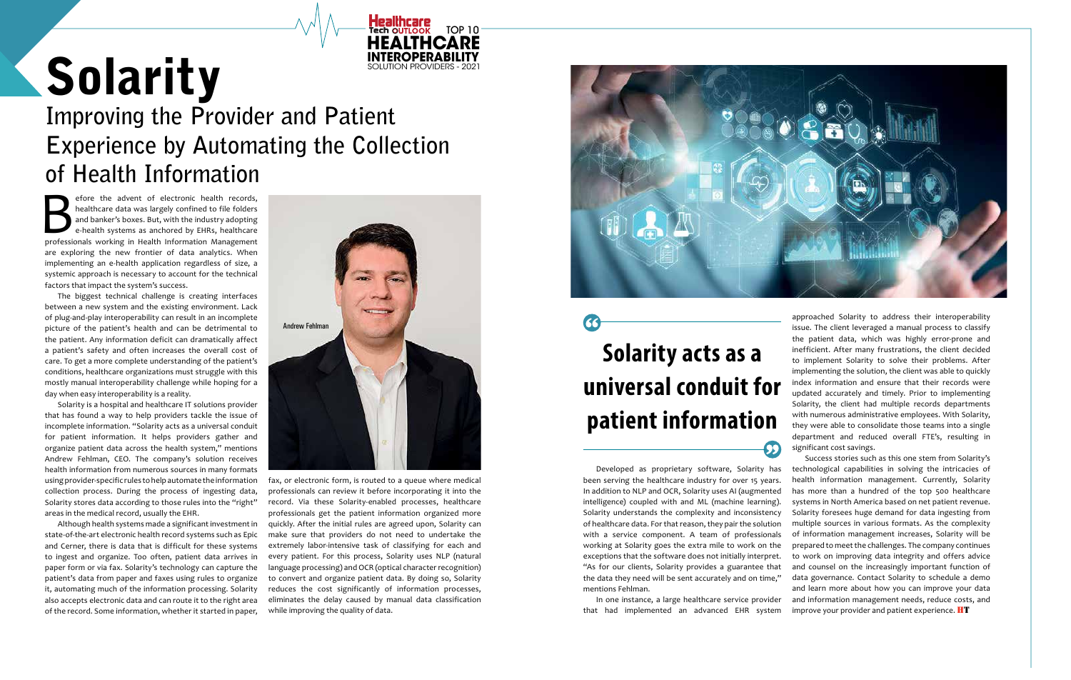Healthcare Tech OUTLOOK TOP 10 HEALTHCARE INTEROPERABILITY SOLUTION PROVIDERS - 2021

# Solarity

## Improving the Provider and Patient Experience by Automating the Collection of Health Information

Before the advent of electronic health records, healthcare data was largely confined to file folders and banker's boxes. But, with the industry adopting e-health systems as anchored by EHRs, healthcare professionals working in Health Information Management are exploring the new frontier of data analytics. When implementing an e-health application regardless of size, a systemic approach is necessary to account for the technical factors that impact the system's success.

The biggest technical challenge is creating interfaces between a new system and the existing environment. Lack of plug-and-play interoperability can result in an incomplete picture of the patient's health and can be detrimental to the patient. Any information deficit can dramatically affect a patient's safety and often increases the overall cost of care. To get a more complete understanding of the patient's conditions, healthcare organizations must struggle with this mostly manual interoperability challenge while hoping for a day when easy interoperability is a reality.

Solarity is a hospital and healthcare IT solutions provider that has found a way to help providers tackle the issue of incomplete information. "Solarity acts as a universal conduit for patient information. It helps providers gather and organize patient data across the health system," mentions Andrew Fehlman, CEO. The company's solution receives health information from numerous sources in many formats using provider-specific rules to help automate the information collection process. During the process of ingesting data, Solarity stores data according to those rules into the "right" areas in the medical record, usually the EHR.

Although health systems made a significant investment in state-of-the-art electronic health record systems such as Epic and Cerner, there is data that is difficult for these systems to ingest and organize. Too often, patient data arrives in paper form or via fax. Solarity's technology can capture the patient's data from paper and faxes using rules to organize it, automating much of the information processing. Solarity also accepts electronic data and can route it to the right area of the record. Some information, whether it started in paper, fax, or electronic form, is routed to a queue where medical professionals can review it before incorporating it into the record. Via these Solarity-enabled processes, healthcare professionals get the patient information organized more quickly. After the initial rules are agreed upon, Solarity can make sure that providers do not need to undertake the extremely labor-intensive task of classifying for each and every patient. For this process, Solarity uses NLP (natural language processing) and OCR (optical character recognition) to convert and organize patient data. By doing so, Solarity reduces the cost significantly of information processes, eliminates the delay caused by manual data classification while improving the quality of data.

Andrew Fehlman

> Solarity acts as a universal conduit for patient information

Developed as proprietary software, Solarity has been serving the healthcare industry for over 15 years. In addition to NLP and OCR, Solarity uses AI (augmented intelligence) coupled with and ML (machine learning). Solarity understands the complexity and inconsistency of healthcare data. For that reason, they pair the solution with a service component. A team of professionals working at Solarity goes the extra mile to work on the exceptions that the software does not initially interpret. "As for our clients, Solarity provides a guarantee that the data they need will be sent accurately and on time," mentions Fehlman.

In one instance, a large healthcare service provider that had implemented an advanced EHR system approached Solarity to address their interoperability issue. The client leveraged a manual process to classify the patient data, which was highly error-prone and inefficient. After many frustrations, the client decided to implement Solarity to solve their problems. After implementing the solution, the client was able to quickly index information and ensure that their records were updated accurately and timely. Prior to implementing Solarity, the client had multiple records departments with numerous administrative employees. With Solarity, they were able to consolidate those teams into a single department and reduced overall FTE's, resulting in significant cost savings.

Success stories such as this one stem from Solarity's technological capabilities in solving the intricacies of health information management. Currently, Solarity has more than a hundred of the top 500 healthcare systems in North America based on net patient revenue. Solarity foresees huge demand for data ingesting from multiple sources in various formats. As the complexity of information management increases, Solarity will be prepared to meet the challenges. The company continues to work on improving data integrity and offers advice and counsel on the increasingly important function of data governance. Contact Solarity to schedule a demo and learn more about how you can improve your data and information management needs, reduce costs, and improve your provider and patient experience. HT